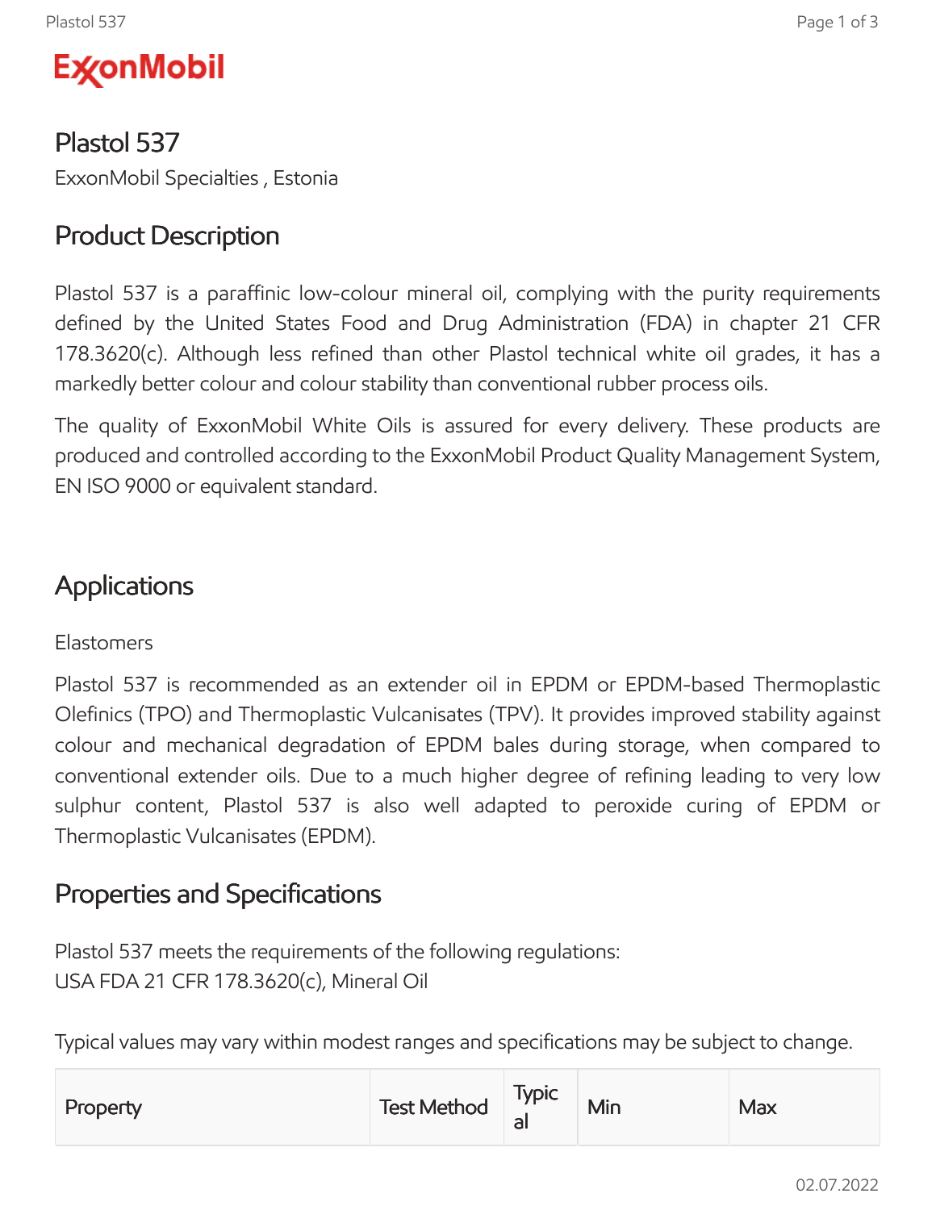![ExxonMobil]

# Plastol 537

ExxonMobil Specialties , Estonia

## Product Description

Plastol 537 is a paraffinic low-colour mineral oil, complying with the purity requirements defined by the United States Food and Drug Administration (FDA) in chapter 21 CFR 178.3620(c). Although less refined than other Plastol technical white oil grades, it has a markedly better colour and colour stability than conventional rubber process oils.

The quality of ExxonMobil White Oils is assured for every delivery. These products are produced and controlled according to the ExxonMobil Product Quality Management System, EN ISO 9000 or equivalent standard.

## Applications

Elastomers

Plastol 537 is recommended as an extender oil in EPDM or EPDM-based Thermoplastic Olefinics (TPO) and Thermoplastic Vulcanisates (TPV). It provides improved stability against colour and mechanical degradation of EPDM bales during storage, when compared to conventional extender oils. Due to a much higher degree of refining leading to very low sulphur content, Plastol 537 is also well adapted to peroxide curing of EPDM or Thermoplastic Vulcanisates (EPDM).

## Properties and Specifications

Plastol 537 meets the requirements of the following regulations:
USA FDA 21 CFR 178.3620(c), Mineral Oil

Typical values may vary within modest ranges and specifications may be subject to change.

| Property | Test Method | Typical | Min | Max |
|---|---|---|---|---|

02.07.2022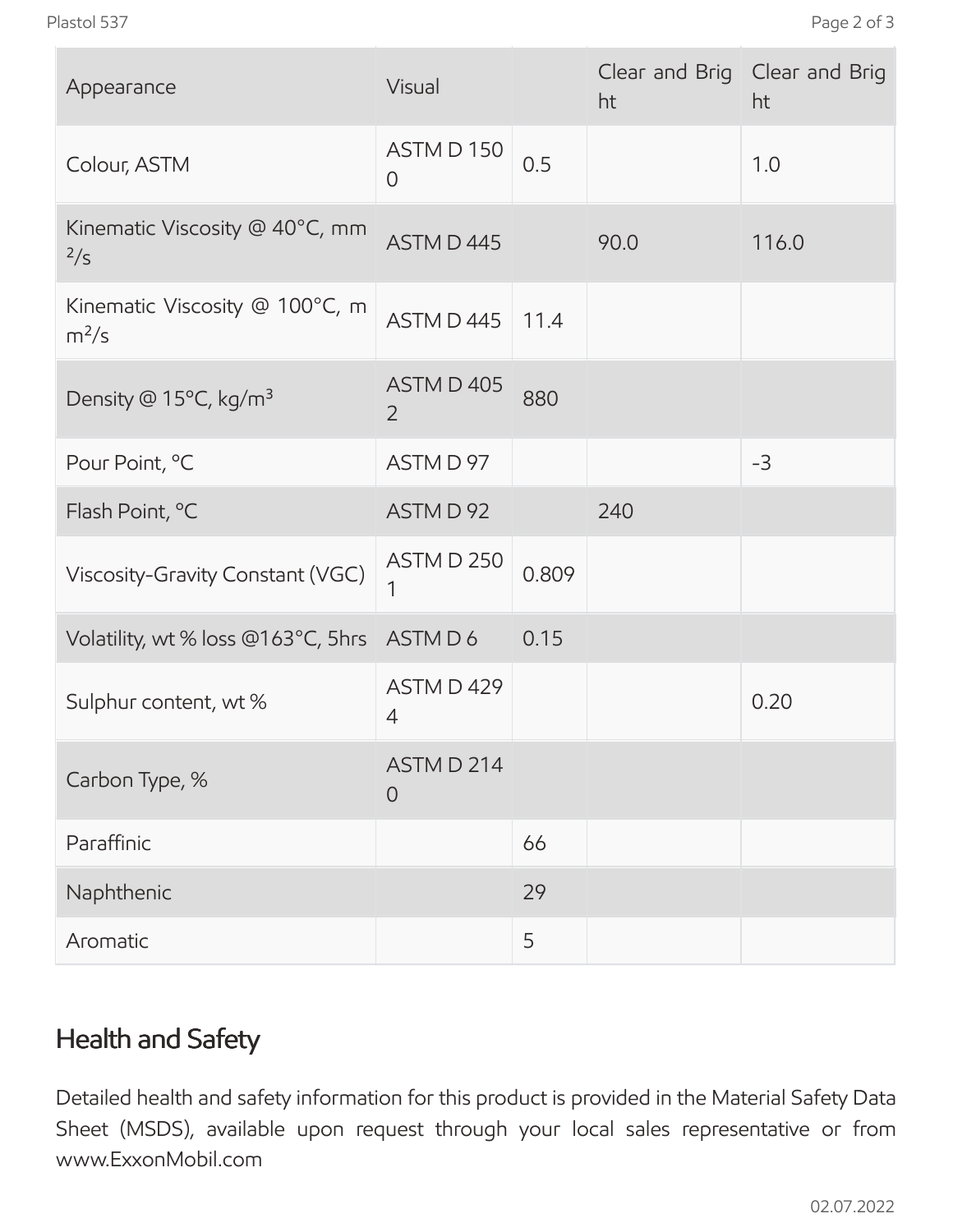| | | | | |
|---|---|---|---|---|
| Appearance | Visual | | Clear and Bright | Clear and Bright |
| Colour, ASTM | ASTM D 1500 | 0.5 | | 1.0 |
| Kinematic Viscosity @ 40°C, $mm^2/s$ | ASTM D 445 | | 90.0 | 116.0 |
| Kinematic Viscosity @ 100°C, $mm^2/s$ | ASTM D 445 | 11.4 | | |
| Density @ 15°C, $kg/m^3$ | ASTM D 4052 | 880 | | |
| Pour Point, °C | ASTM D 97 | | | -3 |
| Flash Point, °C | ASTM D 92 | | 240 | |
| Viscosity-Gravity Constant (VGC) | ASTM D 2501 | 0.809 | | |
| Volatility, wt % loss @163°C, 5hrs | ASTM D 6 | 0.15 | | |
| Sulphur content, wt % | ASTM D 4294 | | | 0.20 |
| Carbon Type, % | ASTM D 2140 | | | |
| Paraffinic | | 66 | | |
| Naphthenic | | 29 | | |
| Aromatic | | 5 | | |

## Health and Safety

Detailed health and safety information for this product is provided in the Material Safety Data Sheet (MSDS), available upon request through your local sales representative or from www.ExxonMobil.com

02.07.2022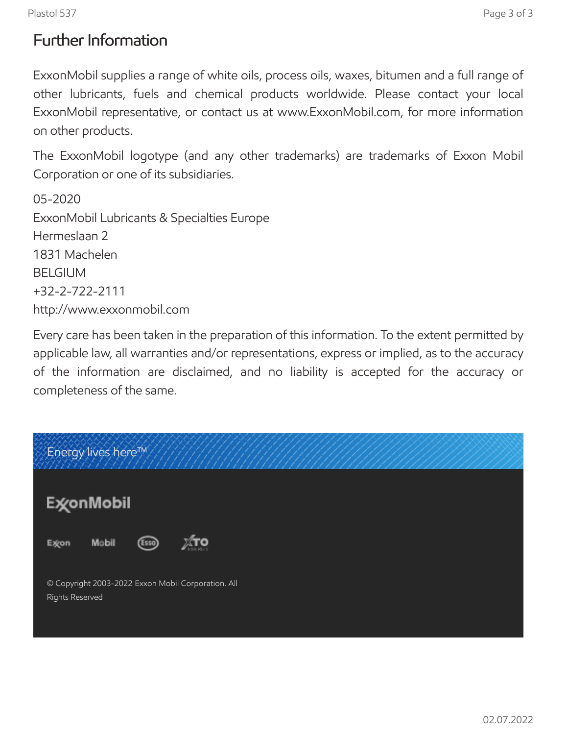## Further Information

ExxonMobil supplies a range of white oils, process oils, waxes, bitumen and a full range of other lubricants, fuels and chemical products worldwide. Please contact your local ExxonMobil representative, or contact us at www.ExxonMobil.com, for more information on other products.

The ExxonMobil logotype (and any other trademarks) are trademarks of Exxon Mobil Corporation or one of its subsidiaries.

05-2020
ExxonMobil Lubricants & Specialties Europe
Hermeslaan 2
1831 Machelen
BELGIUM
+32-2-722-2111
http://www.exxonmobil.com

Every care has been taken in the preparation of this information. To the extent permitted by applicable law, all warranties and/or representations, express or implied, as to the accuracy of the information are disclaimed, and no liability is accepted for the accuracy or completeness of the same.

Energy lives here™

ExxonMobil

Exxon Mobil Esso XTO

© Copyright 2003-2022 Exxon Mobil Corporation. All Rights Reserved

02.07.2022